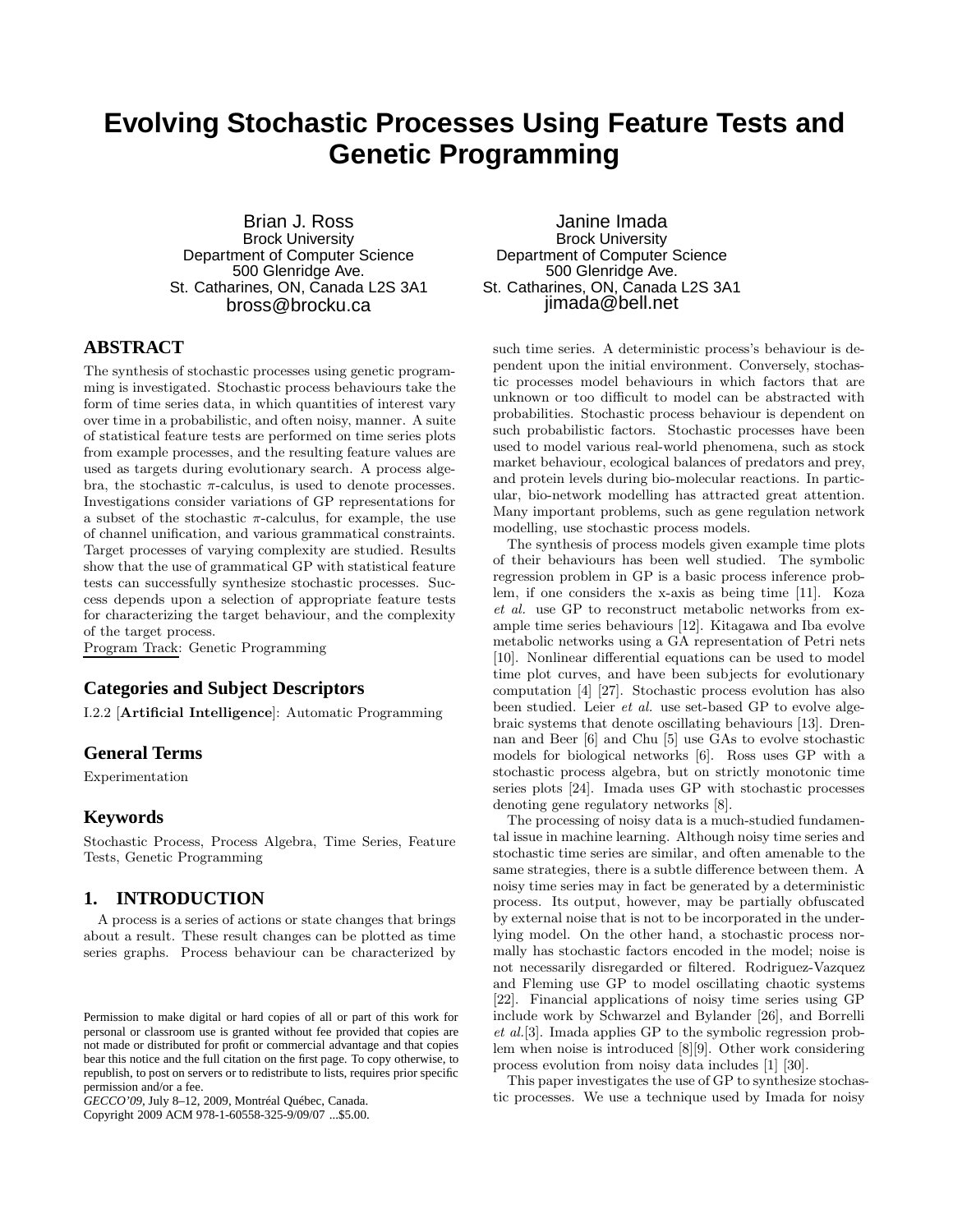# Evolving Stochastic Processes Using Feature Tests and Genetic Programming

Brian J. Ross
Brock University
Department of Computer Science
500 Glenridge Ave.
St. Catharines, ON, Canada L2S 3A1
bross@brocku.ca

Janine Imada
Brock University
Department of Computer Science
500 Glenridge Ave.
St. Catharines, ON, Canada L2S 3A1
jimada@bell.net

## ABSTRACT

The synthesis of stochastic processes using genetic programming is investigated. Stochastic process behaviours take the form of time series data, in which quantities of interest vary over time in a probabilistic, and often noisy, manner. A suite of statistical feature tests are performed on time series plots from example processes, and the resulting feature values are used as targets during evolutionary search. A process algebra, the stochastic $\pi$-calculus, is used to denote processes. Investigations consider variations of GP representations for a subset of the stochastic $\pi$-calculus, for example, the use of channel unification, and various grammatical constraints. Target processes of varying complexity are studied. Results show that the use of grammatical GP with statistical feature tests can successfully synthesize stochastic processes. Success depends upon a selection of appropriate feature tests for characterizing the target behaviour, and the complexity of the target process.

Program Track: Genetic Programming

### Categories and Subject Descriptors

I.2.2 [**Artificial Intelligence**]: Automatic Programming

### General Terms

Experimentation

### Keywords

Stochastic Process, Process Algebra, Time Series, Feature Tests, Genetic Programming

## 1. INTRODUCTION

A process is a series of actions or state changes that brings about a result. These result changes can be plotted as time series graphs. Process behaviour can be characterized by such time series. A deterministic process's behaviour is dependent upon the initial environment. Conversely, stochastic processes model behaviours in which factors that are unknown or too difficult to model can be abstracted with probabilities. Stochastic process behaviour is dependent on such probabilistic factors. Stochastic processes have been used to model various real-world phenomena, such as stock market behaviour, ecological balances of predators and prey, and protein levels during bio-molecular reactions. In particular, bio-network modelling has attracted great attention. Many important problems, such as gene regulation network modelling, use stochastic process models.

The synthesis of process models given example time plots of their behaviours has been well studied. The symbolic regression problem in GP is a basic process inference problem, if one considers the x-axis as being time [11]. Koza *et al.* use GP to reconstruct metabolic networks from example time series behaviours [12]. Kitagawa and Iba evolve metabolic networks using a GA representation of Petri nets [10]. Nonlinear differential equations can be used to model time plot curves, and have been subjects for evolutionary computation [4] [27]. Stochastic process evolution has also been studied. Leier *et al.* use set-based GP to evolve algebraic systems that denote oscillating behaviours [13]. Drennan and Beer [6] and Chu [5] use GAs to evolve stochastic models for biological networks [6]. Ross uses GP with a stochastic process algebra, but on strictly monotonic time series plots [24]. Imada uses GP with stochastic processes denoting gene regulatory networks [8].

The processing of noisy data is a much-studied fundamental issue in machine learning. Although noisy time series and stochastic time series are similar, and often amenable to the same strategies, there is a subtle difference between them. A noisy time series may in fact be generated by a deterministic process. Its output, however, may be partially obfuscated by external noise that is not to be incorporated in the underlying model. On the other hand, a stochastic process normally has stochastic factors encoded in the model; noise is not necessarily disregarded or filtered. Rodriguez-Vazquez and Fleming use GP to model oscillating chaotic systems [22]. Financial applications of noisy time series using GP include work by Schwarzel and Bylander [26], and Borrelli *et al.*[3]. Imada applies GP to the symbolic regression problem when noise is introduced [8][9]. Other work considering process evolution from noisy data includes [1] [30].

This paper investigates the use of GP to synthesize stochastic processes. We use a technique used by Imada for noisy

Permission to make digital or hard copies of all or part of this work for personal or classroom use is granted without fee provided that copies are not made or distributed for profit or commercial advantage and that copies bear this notice and the full citation on the first page. To copy otherwise, to republish, to post on servers or to redistribute to lists, requires prior specific permission and/or a fee.
*GECCO'09*, July 8–12, 2009, Montréal Québec, Canada.
Copyright 2009 ACM 978-1-60558-325-9/09/07 ...$5.00.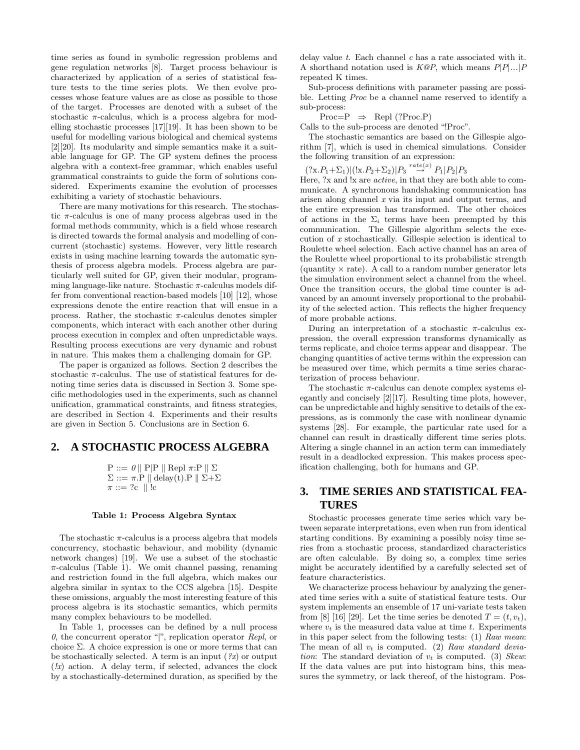time series as found in symbolic regression problems and gene regulation networks [8]. Target process behaviour is characterized by application of a series of statistical feature tests to the time series plots. We then evolve processes whose feature values are as close as possible to those of the target. Processes are denoted with a subset of the stochastic π-calculus, which is a process algebra for modelling stochastic processes [17][19]. It has been shown to be useful for modelling various biological and chemical systems [2][20]. Its modularity and simple semantics make it a suitable language for GP. The GP system defines the process algebra with a context-free grammar, which enables useful grammatical constraints to guide the form of solutions considered. Experiments examine the evolution of processes exhibiting a variety of stochastic behaviours.

There are many motivations for this research. The stochastic π-calculus is one of many process algebras used in the formal methods community, which is a field whose research is directed towards the formal analysis and modelling of concurrent (stochastic) systems. However, very little research exists in using machine learning towards the automatic synthesis of process algebra models. Process algebra are particularly well suited for GP, given their modular, programming language-like nature. Stochastic π-calculus models differ from conventional reaction-based models [10] [12], whose expressions denote the entire reaction that will ensue in a process. Rather, the stochastic π-calculus denotes simpler components, which interact with each another other during process execution in complex and often unpredictable ways. Resulting process executions are very dynamic and robust in nature. This makes them a challenging domain for GP.

The paper is organized as follows. Section 2 describes the stochastic π-calculus. The use of statistical features for denoting time series data is discussed in Section 3. Some specific methodologies used in the experiments, such as channel unification, grammatical constraints, and fitness strategies, are described in Section 4. Experiments and their results are given in Section 5. Conclusions are in Section 6.

## 2. A STOCHASTIC PROCESS ALGEBRA

P ::= *0* ‖ P|P ‖ Repl π:P ‖ Σ
Σ ::= π.P ‖ delay(t).P ‖ Σ+Σ
π ::= ?c ‖ !c

**Table 1: Process Algebra Syntax**

The stochastic π-calculus is a process algebra that models concurrency, stochastic behaviour, and mobility (dynamic network changes) [19]. We use a subset of the stochastic π-calculus (Table 1). We omit channel passing, renaming and restriction found in the full algebra, which makes our algebra similar in syntax to the CCS algebra [15]. Despite these omissions, arguably the most interesting feature of this process algebra is its stochastic semantics, which permits many complex behaviours to be modelled.

In Table 1, processes can be defined by a null process *0*, the concurrent operator "|", replication operator *Repl*, or choice Σ. A choice expression is one or more terms that can be stochastically selected. A term is an input (*?x*) or output (*!x*) action. A delay term, if selected, advances the clock by a stochastically-determined duration, as specified by the delay value *t*. Each channel *c* has a rate associated with it. A shorthand notation used is *K@P*, which means *P|P|...|P* repeated K times.

Sub-process definitions with parameter passing are possible. Letting *Proc* be a channel name reserved to identify a sub-process:

Proc=P ⇒ Repl (?Proc.P)

Calls to the sub-process are denoted "!Proc".

The stochastic semantics are based on the Gillespie algorithm [7], which is used in chemical simulations. Consider the following transition of an expression:

$$(?x.P_1+\Sigma_1)|(!x.P_2+\Sigma_2)|P_3 \overset{rate(x)}{\rightarrow} P_1|P_2|P_3$$

Here, ?x and !x are *active*, in that they are both able to communicate. A synchronous handshaking communication has arisen along channel *x* via its input and output terms, and the entire expression has transformed. The other choices of actions in the $\Sigma_i$ terms have been preempted by this communication. The Gillespie algorithm selects the execution of *x* stochastically. Gillespie selection is identical to Roulette wheel selection. Each active channel has an area of the Roulette wheel proportional to its probabilistic strength (quantity × rate). A call to a random number generator lets the simulation environment select a channel from the wheel. Once the transition occurs, the global time counter is advanced by an amount inversely proportional to the probability of the selected action. This reflects the higher frequency of more probable actions.

During an interpretation of a stochastic π-calculus expression, the overall expression transforms dynamically as terms replicate, and choice terms appear and disappear. The changing quantities of active terms within the expression can be measured over time, which permits a time series characterization of process behaviour.

The stochastic π-calculus can denote complex systems elegantly and concisely [2][17]. Resulting time plots, however, can be unpredictable and highly sensitive to details of the expressions, as is commonly the case with nonlinear dynamic systems [28]. For example, the particular rate used for a channel can result in drastically different time series plots. Altering a single channel in an action term can immediately result in a deadlocked expression. This makes process specification challenging, both for humans and GP.

## 3. TIME SERIES AND STATISTICAL FEATURES

Stochastic processes generate time series which vary between separate interpretations, even when run from identical starting conditions. By examining a possibly noisy time series from a stochastic process, standardized characteristics are often calculable. By doing so, a complex time series might be accurately identified by a carefully selected set of feature characteristics.

We characterize process behaviour by analyzing the generated time series with a suite of statistical feature tests. Our system implements an ensemble of 17 uni-variate tests taken from [8] [16] [29]. Let the time series be denoted $T = (t, v_t)$, where $v_t$ is the measured data value at time $t$. Experiments in this paper select from the following tests: (1) *Raw mean*: The mean of all $v_t$ is computed. (2) *Raw standard deviation*: The standard deviation of $v_t$ is computed. (3) *Skew*: If the data values are put into histogram bins, this measures the symmetry, or lack thereof, of the histogram. Pos-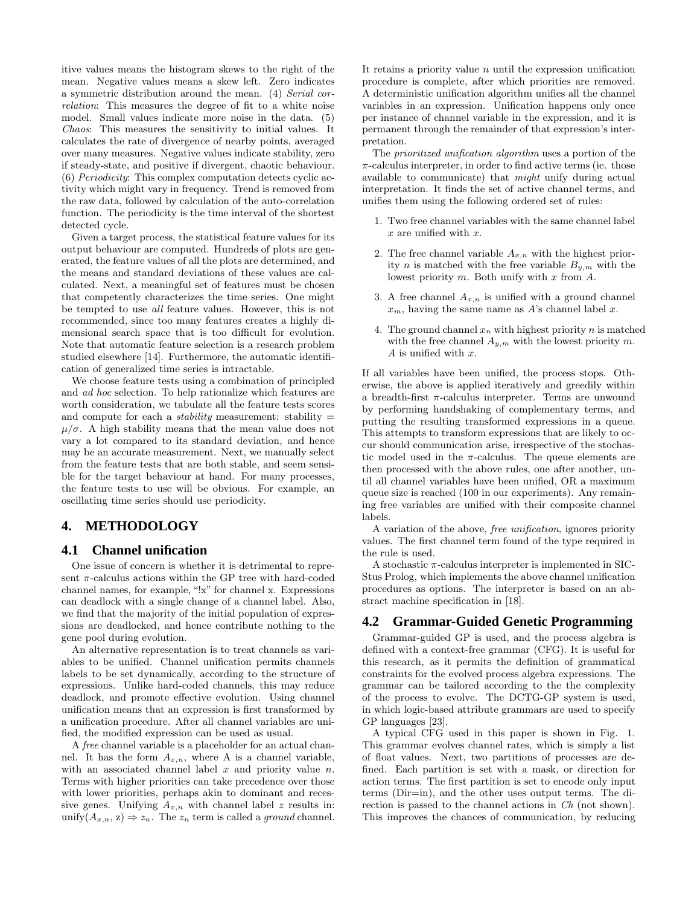itive values means the histogram skews to the right of the mean. Negative values means a skew left. Zero indicates a symmetric distribution around the mean. (4) *Serial correlation*: This measures the degree of fit to a white noise model. Small values indicate more noise in the data. (5) *Chaos*: This measures the sensitivity to initial values. It calculates the rate of divergence of nearby points, averaged over many measures. Negative values indicate stability, zero if steady-state, and positive if divergent, chaotic behaviour. (6) *Periodicity*: This complex computation detects cyclic activity which might vary in frequency. Trend is removed from the raw data, followed by calculation of the auto-correlation function. The periodicity is the time interval of the shortest detected cycle.

Given a target process, the statistical feature values for its output behaviour are computed. Hundreds of plots are generated, the feature values of all the plots are determined, and the means and standard deviations of these values are calculated. Next, a meaningful set of features must be chosen that competently characterizes the time series. One might be tempted to use *all* feature values. However, this is not recommended, since too many features creates a highly dimensional search space that is too difficult for evolution. Note that automatic feature selection is a research problem studied elsewhere [14]. Furthermore, the automatic identification of generalized time series is intractable.

We choose feature tests using a combination of principled and *ad hoc* selection. To help rationalize which features are worth consideration, we tabulate all the feature tests scores and compute for each a *stability* measurement: stability = $\mu/\sigma$. A high stability means that the mean value does not vary a lot compared to its standard deviation, and hence may be an accurate measurement. Next, we manually select from the feature tests that are both stable, and seem sensible for the target behaviour at hand. For many processes, the feature tests to use will be obvious. For example, an oscillating time series should use periodicity.

## 4. METHODOLOGY

### 4.1 Channel unification

One issue of concern is whether it is detrimental to represent $\pi$-calculus actions within the GP tree with hard-coded channel names, for example, "!x" for channel x. Expressions can deadlock with a single change of a channel label. Also, we find that the majority of the initial population of expressions are deadlocked, and hence contribute nothing to the gene pool during evolution.

An alternative representation is to treat channels as variables to be unified. Channel unification permits channels labels to be set dynamically, according to the structure of expressions. Unlike hard-coded channels, this may reduce deadlock, and promote effective evolution. Using channel unification means that an expression is first transformed by a unification procedure. After all channel variables are unified, the modified expression can be used as usual.

A *free* channel variable is a placeholder for an actual channel. It has the form $A_{x,n}$, where A is a channel variable, with an associated channel label $x$ and priority value $n$. Terms with higher priorities can take precedence over those with lower priorities, perhaps akin to dominant and recessive genes. Unifying $A_{x,n}$ with channel label $z$ results in: unify($A_{x,n}$, z) $\Rightarrow z_n$. The $z_n$ term is called a *ground* channel. It retains a priority value $n$ until the expression unification procedure is complete, after which priorities are removed. A deterministic unification algorithm unifies all the channel variables in an expression. Unification happens only once per instance of channel variable in the expression, and it is permanent through the remainder of that expression's interpretation.

The *prioritized unification algorithm* uses a portion of the $\pi$-calculus interpreter, in order to find active terms (ie. those available to communicate) that *might* unify during actual interpretation. It finds the set of active channel terms, and unifies them using the following ordered set of rules:

1. Two free channel variables with the same channel label $x$ are unified with $x$.
2. The free channel variable $A_{x,n}$ with the highest priority $n$ is matched with the free variable $B_{y,m}$ with the lowest priority $m$. Both unify with $x$ from $A$.
3. A free channel $A_{x,n}$ is unified with a ground channel $x_m$, having the same name as $A$'s channel label $x$.
4. The ground channel $x_n$ with highest priority $n$ is matched with the free channel $A_{y,m}$ with the lowest priority $m$. $A$ is unified with $x$.

If all variables have been unified, the process stops. Otherwise, the above is applied iteratively and greedily within a breadth-first $\pi$-calculus interpreter. Terms are unwound by performing handshaking of complementary terms, and putting the resulting transformed expressions in a queue. This attempts to transform expressions that are likely to occur should communication arise, irrespective of the stochastic model used in the $\pi$-calculus. The queue elements are then processed with the above rules, one after another, until all channel variables have been unified, OR a maximum queue size is reached (100 in our experiments). Any remaining free variables are unified with their composite channel labels.

A variation of the above, *free unification*, ignores priority values. The first channel term found of the type required in the rule is used.

A stochastic $\pi$-calculus interpreter is implemented in SICStus Prolog, which implements the above channel unification procedures as options. The interpreter is based on an abstract machine specification in [18].

### 4.2 Grammar-Guided Genetic Programming

Grammar-guided GP is used, and the process algebra is defined with a context-free grammar (CFG). It is useful for this research, as it permits the definition of grammatical constraints for the evolved process algebra expressions. The grammar can be tailored according to the the complexity of the process to evolve. The DCTG-GP system is used, in which logic-based attribute grammars are used to specify GP languages [23].

A typical CFG used in this paper is shown in Fig. 1. This grammar evolves channel rates, which is simply a list of float values. Next, two partitions of processes are defined. Each partition is set with a mask, or direction for action terms. The first partition is set to encode only input terms (Dir=in), and the other uses output terms. The direction is passed to the channel actions in *Ch* (not shown). This improves the chances of communication, by reducing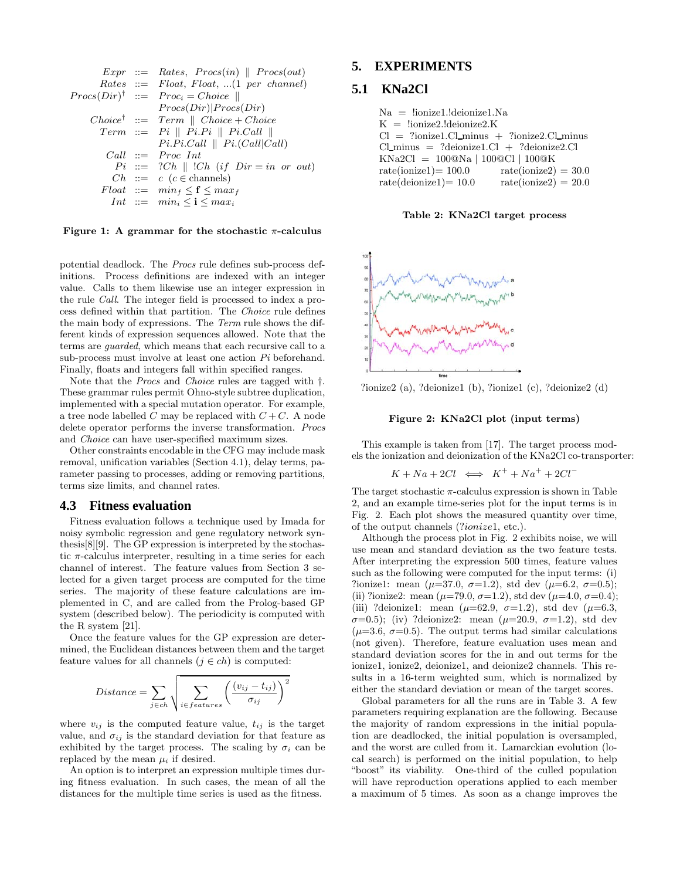| | | |
|---|---|---|
| $Expr$ | ::= | $Rates,\ Procs(in) \parallel Procs(out)$ |
| $Rates$ | ::= | $Float,\ Float,\ ...(1\ per\ channel)$ |
| $Procs(Dir)^{\dagger}$ | ::= | $Proc_i = Choice \parallel$ |
| | | $Procs(Dir)\vert Procs(Dir)$ |
| $Choice^{\dagger}$ | ::= | $Term \parallel Choice + Choice$ |
| $Term$ | ::= | $Pi \parallel Pi.Pi \parallel Pi.Call \parallel$ |
| | | $Pi.Pi.Call \parallel Pi.(Call\vert Call)$ |
| $Call$ | ::= | $Proc\ Int$ |
| $Pi$ | ::= | $?Ch \parallel\ !Ch\ (if\ \ Dir = in\ \ or\ \ out)$ |
| $Ch$ | ::= | $c\ \ (c \in \text{channels})$ |
| $Float$ | ::= | $min_f \leq \mathbf{f} \leq max_f$ |
| $Int$ | ::= | $min_i \leq \mathbf{i} \leq max_i$ |

**Figure 1: A grammar for the stochastic $\pi$-calculus**

potential deadlock. The *Procs* rule defines sub-process definitions. Process definitions are indexed with an integer value. Calls to them likewise use an integer expression in the rule *Call*. The integer field is processed to index a process defined within that partition. The *Choice* rule defines the main body of expressions. The *Term* rule shows the different kinds of expression sequences allowed. Note that the terms are *guarded*, which means that each recursive call to a sub-process must involve at least one action *Pi* beforehand. Finally, floats and integers fall within specified ranges.

Note that the *Procs* and *Choice* rules are tagged with †. These grammar rules permit Ohno-style subtree duplication, implemented with a special mutation operator. For example, a tree node labelled $C$ may be replaced with $C + C$. A node delete operator performs the inverse transformation. *Procs* and *Choice* can have user-specified maximum sizes.

Other constraints encodable in the CFG may include mask removal, unification variables (Section 4.1), delay terms, parameter passing to processes, adding or removing partitions, terms size limits, and channel rates.

### 4.3 Fitness evaluation

Fitness evaluation follows a technique used by Imada for noisy symbolic regression and gene regulatory network synthesis[8][9]. The GP expression is interpreted by the stochastic $\pi$-calculus interpreter, resulting in a time series for each channel of interest. The feature values from Section 3 selected for a given target process are computed for the time series. The majority of these feature calculations are implemented in C, and are called from the Prolog-based GP system (described below). The periodicity is computed with the R system [21].

Once the feature values for the GP expression are determined, the Euclidean distances between them and the target feature values for all channels ($j \in ch$) is computed:

$$Distance = \sum_{j \in ch} \sqrt{\sum_{i \in features} \left( \frac{(v_{ij} - t_{ij})}{\sigma_{ij}} \right)^2}$$

where $v_{ij}$ is the computed feature value, $t_{ij}$ is the target value, and $\sigma_{ij}$ is the standard deviation for that feature as exhibited by the target process. The scaling by $\sigma_i$ can be replaced by the mean $\mu_i$ if desired.

An option is to interpret an expression multiple times during fitness evaluation. In such cases, the mean of all the distances for the multiple time series is used as the fitness.

## 5. EXPERIMENTS

### 5.1 KNa2Cl

Na = !ionize1.!deionize1.Na
K = !ionize2.!deionize2.K
Cl = ?ionize1.Cl_minus + ?ionize2.Cl_minus
Cl_minus = ?deionize1.Cl + ?deionize2.Cl
KNa2Cl = 100@Na | 100@Cl | 100@K

| | |
|---|---|
| rate(ionize1)= 100.0 | rate(ionize2) = 30.0 |
| rate(deionize1)= 10.0 | rate(ionize2) = 20.0 |

**Table 2: KNa2Cl target process**

?ionize2 (a), ?deionize1 (b), ?ionize1 (c), ?deionize2 (d)

**Figure 2: KNa2Cl plot (input terms)**

This example is taken from [17]. The target process models the ionization and deionization of the KNa2Cl co-transporter:

$$K + Na + 2Cl \iff K^{+} + Na^{+} + 2Cl^{-}$$

The target stochastic $\pi$-calculus expression is shown in Table 2, and an example time-series plot for the input terms is in Fig. 2. Each plot shows the measured quantity over time, of the output channels (*?ionize1*, etc.).

Although the process plot in Fig. 2 exhibits noise, we will use mean and standard deviation as the two feature tests. After interpreting the expression 500 times, feature values such as the following were computed for the input terms: (i) ?ionize1: mean ($\mu$=37.0, $\sigma$=1.2), std dev ($\mu$=6.2, $\sigma$=0.5); (ii) ?ionize2: mean ($\mu$=79.0, $\sigma$=1.2), std dev ($\mu$=4.0, $\sigma$=0.4); (iii) ?deionize1: mean ($\mu$=62.9, $\sigma$=1.2), std dev ($\mu$=6.3, $\sigma$=0.5); (iv) ?deionize2: mean ($\mu$=20.9, $\sigma$=1.2), std dev ($\mu$=3.6, $\sigma$=0.5). The output terms had similar calculations (not given). Therefore, feature evaluation uses mean and standard deviation scores for the in and out terms for the ionize1, ionize2, deionize1, and deionize2 channels. This results in a 16-term weighted sum, which is normalized by either the standard deviation or mean of the target scores.

Global parameters for all the runs are in Table 3. A few parameters requiring explanation are the following. Because the majority of random expressions in the initial population are deadlocked, the initial population is oversampled, and the worst are culled from it. Lamarckian evolution (local search) is performed on the initial population, to help "boost" its viability. One-third of the culled population will have reproduction operations applied to each member a maximum of 5 times. As soon as a change improves the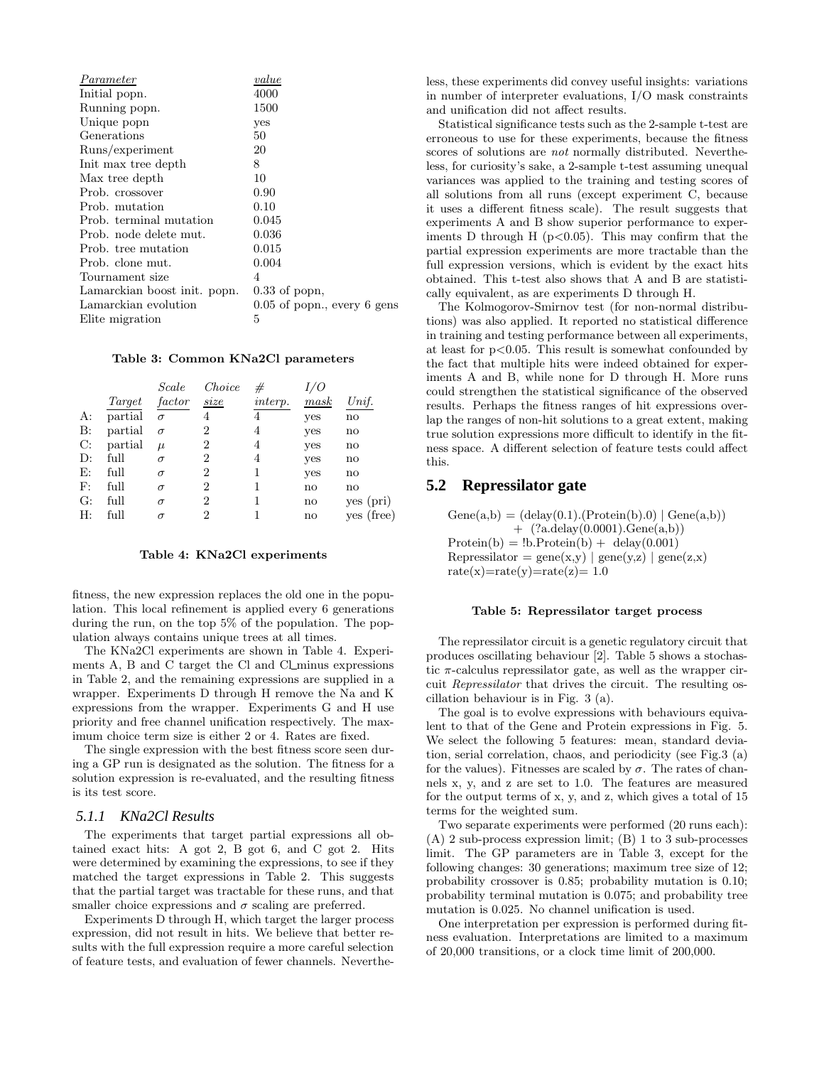| *Parameter* | *value* |
|---|---|
| Initial popn. | 4000 |
| Running popn. | 1500 |
| Unique popn | yes |
| Generations | 50 |
| Runs/experiment | 20 |
| Init max tree depth | 8 |
| Max tree depth | 10 |
| Prob. crossover | 0.90 |
| Prob. mutation | 0.10 |
| Prob. terminal mutation | 0.045 |
| Prob. node delete mut. | 0.036 |
| Prob. tree mutation | 0.015 |
| Prob. clone mut. | 0.004 |
| Tournament size | 4 |
| Lamarckian boost init. popn. | 0.33 of popn, |
| Lamarckian evolution | 0.05 of popn., every 6 gens |
| Elite migration | 5 |

**Table 3: Common KNa2Cl parameters**

| | *Target* | *Scale factor* | *Choice size* | *# interp.* | *I/O mask* | *Unif.* |
|---|---|---|---|---|---|---|
| A: | partial | $\sigma$ | 4 | 4 | yes | no |
| B: | partial | $\sigma$ | 2 | 4 | yes | no |
| C: | partial | $\mu$ | 2 | 4 | yes | no |
| D: | full | $\sigma$ | 2 | 4 | yes | no |
| E: | full | $\sigma$ | 2 | 1 | yes | no |
| F: | full | $\sigma$ | 2 | 1 | no | no |
| G: | full | $\sigma$ | 2 | 1 | no | yes (pri) |
| H: | full | $\sigma$ | 2 | 1 | no | yes (free) |

**Table 4: KNa2Cl experiments**

fitness, the new expression replaces the old one in the population. This local refinement is applied every 6 generations during the run, on the top 5% of the population. The population always contains unique trees at all times.

The KNa2Cl experiments are shown in Table 4. Experiments A, B and C target the Cl and Cl_minus expressions in Table 2, and the remaining expressions are supplied in a wrapper. Experiments D through H remove the Na and K expressions from the wrapper. Experiments G and H use priority and free channel unification respectively. The maximum choice term size is either 2 or 4. Rates are fixed.

The single expression with the best fitness score seen during a GP run is designated as the solution. The fitness for a solution expression is re-evaluated, and the resulting fitness is its test score.

### 5.1.1 KNa2Cl Results

The experiments that target partial expressions all obtained exact hits: A got 2, B got 6, and C got 2. Hits were determined by examining the expressions, to see if they matched the target expressions in Table 2. This suggests that the partial target was tractable for these runs, and that smaller choice expressions and $\sigma$ scaling are preferred.

Experiments D through H, which target the larger process expression, did not result in hits. We believe that better results with the full expression require a more careful selection of feature tests, and evaluation of fewer channels. Nevertheless, these experiments did convey useful insights: variations in number of interpreter evaluations, I/O mask constraints and unification did not affect results.

Statistical significance tests such as the 2-sample t-test are erroneous to use for these experiments, because the fitness scores of solutions are *not* normally distributed. Nevertheless, for curiosity's sake, a 2-sample t-test assuming unequal variances was applied to the training and testing scores of all solutions from all runs (except experiment C, because it uses a different fitness scale). The result suggests that experiments A and B show superior performance to experiments D through H ($p<0.05$). This may confirm that the partial expression experiments are more tractable than the full expression versions, which is evident by the exact hits obtained. This t-test also shows that A and B are statistically equivalent, as are experiments D through H.

The Kolmogorov-Smirnov test (for non-normal distributions) was also applied. It reported no statistical difference in training and testing performance between all experiments, at least for $p<0.05$. This result is somewhat confounded by the fact that multiple hits were indeed obtained for experiments A and B, while none for D through H. More runs could strengthen the statistical significance of the observed results. Perhaps the fitness ranges of hit expressions overlap the ranges of non-hit solutions to a great extent, making true solution expressions more difficult to identify in the fitness space. A different selection of feature tests could affect this.

## 5.2 Repressilator gate

Gene(a,b) = (delay(0.1).(Protein(b).0) | Gene(a,b))
  + (?a.delay(0.0001).Gene(a,b))
Protein(b) = !b.Protein(b) + delay(0.001)
Repressilator = gene(x,y) | gene(y,z) | gene(z,x)
rate(x)=rate(y)=rate(z)= 1.0

**Table 5: Repressilator target process**

The repressilator circuit is a genetic regulatory circuit that produces oscillating behaviour [2]. Table 5 shows a stochastic $\pi$-calculus repressilator gate, as well as the wrapper circuit *Repressilator* that drives the circuit. The resulting oscillation behaviour is in Fig. 3 (a).

The goal is to evolve expressions with behaviours equivalent to that of the Gene and Protein expressions in Fig. 5. We select the following 5 features: mean, standard deviation, serial correlation, chaos, and periodicity (see Fig.3 (a) for the values). Fitnesses are scaled by $\sigma$. The rates of channels x, y, and z are set to 1.0. The features are measured for the output terms of x, y, and z, which gives a total of 15 terms for the weighted sum.

Two separate experiments were performed (20 runs each): (A) 2 sub-process expression limit; (B) 1 to 3 sub-processes limit. The GP parameters are in Table 3, except for the following changes: 30 generations; maximum tree size of 12; probability crossover is 0.85; probability mutation is 0.10; probability terminal mutation is 0.075; and probability tree mutation is 0.025. No channel unification is used.

One interpretation per expression is performed during fitness evaluation. Interpretations are limited to a maximum of 20,000 transitions, or a clock time limit of 200,000.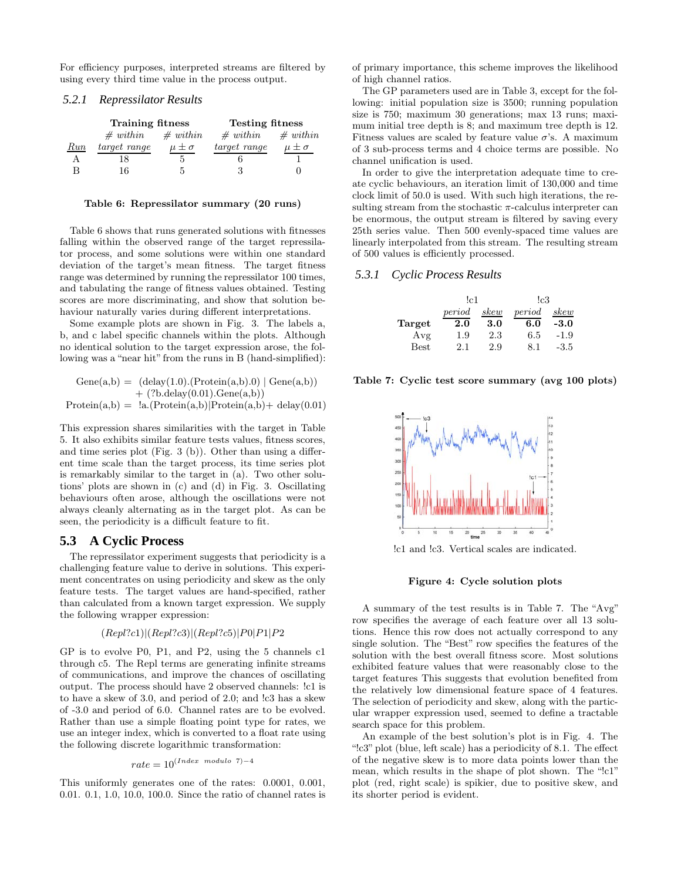For efficiency purposes, interpreted streams are filtered by using every third time value in the process output.

### 5.2.1 Repressilator Results

| | **Training fitness** | | **Testing fitness** | |
|---|---|---|---|---|
| *Run* | *# within target range* | *# within $\mu \pm \sigma$* | *# within target range* | *# within $\mu \pm \sigma$* |
| A | 18 | 5 | 6 | 1 |
| B | 16 | 5 | 3 | 0 |

**Table 6: Repressilator summary (20 runs)**

Table 6 shows that runs generated solutions with fitnesses falling within the observed range of the target repressilator process, and some solutions were within one standard deviation of the target's mean fitness. The target fitness range was determined by running the repressilator 100 times, and tabulating the range of fitness values obtained. Testing scores are more discriminating, and show that solution behaviour naturally varies during different interpretations.

Some example plots are shown in Fig. 3. The labels a, b, and c label specific channels within the plots. Although no identical solution to the target expression arose, the following was a "near hit" from the runs in B (hand-simplified):

$$
\begin{aligned}
\text{Gene(a,b)} = &\ (\text{delay}(1.0).(\text{Protein(a,b)}.0) \mid \text{Gene(a,b)}) \\
&+ (?\text{b.delay}(0.01).\text{Gene(a,b)}) \\
\text{Protein(a,b)} = &\ !\text{a.}(\text{Protein(a,b)}|\text{Protein(a,b)} + \text{delay}(0.01)
\end{aligned}
$$

This expression shares similarities with the target in Table 5. It also exhibits similar feature tests values, fitness scores, and time series plot (Fig. 3 (b)). Other than using a different time scale than the target process, its time series plot is remarkably similar to the target in (a). Two other solutions' plots are shown in (c) and (d) in Fig. 3. Oscillating behaviours often arose, although the oscillations were not always cleanly alternating as in the target plot. As can be seen, the periodicity is a difficult feature to fit.

## 5.3 A Cyclic Process

The repressilator experiment suggests that periodicity is a challenging feature value to derive in solutions. This experiment concentrates on using periodicity and skew as the only feature tests. The target values are hand-specified, rather than calculated from a known target expression. We supply the following wrapper expression:

$$(Repl?c1)|(Repl?c3)|(Repl?c5)|P0|P1|P2$$

GP is to evolve P0, P1, and P2, using the 5 channels c1 through c5. The Repl terms are generating infinite streams of communications, and improve the chances of oscillating output. The process should have 2 observed channels: !c1 is to have a skew of 3.0, and period of 2.0; and !c3 has a skew of -3.0 and period of 6.0. Channel rates are to be evolved. Rather than use a simple floating point type for rates, we use an integer index, which is converted to a float rate using the following discrete logarithmic transformation:

$$rate = 10^{(Index\ modulo\ 7)-4}$$

This uniformly generates one of the rates: 0.0001, 0.001, 0.01. 0.1, 1.0, 10.0, 100.0. Since the ratio of channel rates is of primary importance, this scheme improves the likelihood of high channel ratios.

The GP parameters used are in Table 3, except for the following: initial population size is 3500; running population size is 750; maximum 30 generations; max 13 runs; maximum initial tree depth is 8; and maximum tree depth is 12. Fitness values are scaled by feature value $\sigma$'s. A maximum of 3 sub-process terms and 4 choice terms are possible. No channel unification is used.

In order to give the interpretation adequate time to create cyclic behaviours, an iteration limit of 130,000 and time clock limit of 50.0 is used. With such high iterations, the resulting stream from the stochastic $\pi$-calculus interpreter can be enormous, the output stream is filtered by saving every 25th series value. Then 500 evenly-spaced time values are linearly interpolated from this stream. The resulting stream of 500 values is efficiently processed.

### 5.3.1 Cyclic Process Results

| | !c1 | | !c3 | |
|---|---|---|---|---|
| | *period* | *skew* | *period* | *skew* |
| **Target** | **2.0** | **3.0** | **6.0** | **-3.0** |
| Avg | 1.9 | 2.3 | 6.5 | -1.9 |
| Best | 2.1 | 2.9 | 8.1 | -3.5 |

**Table 7: Cyclic test score summary (avg 100 plots)**

!c1 and !c3. Vertical scales are indicated.

**Figure 4: Cycle solution plots**

A summary of the test results is in Table 7. The "Avg" row specifies the average of each feature over all 13 solutions. Hence this row does not actually correspond to any single solution. The "Best" row specifies the features of the solution with the best overall fitness score. Most solutions exhibited feature values that were reasonably close to the target features This suggests that evolution benefited from the relatively low dimensional feature space of 4 features. The selection of periodicity and skew, along with the particular wrapper expression used, seemed to define a tractable search space for this problem.

An example of the best solution's plot is in Fig. 4. The "!c3" plot (blue, left scale) has a periodicity of 8.1. The effect of the negative skew is to more data points lower than the mean, which results in the shape of plot shown. The "!c1" plot (red, right scale) is spikier, due to positive skew, and its shorter period is evident.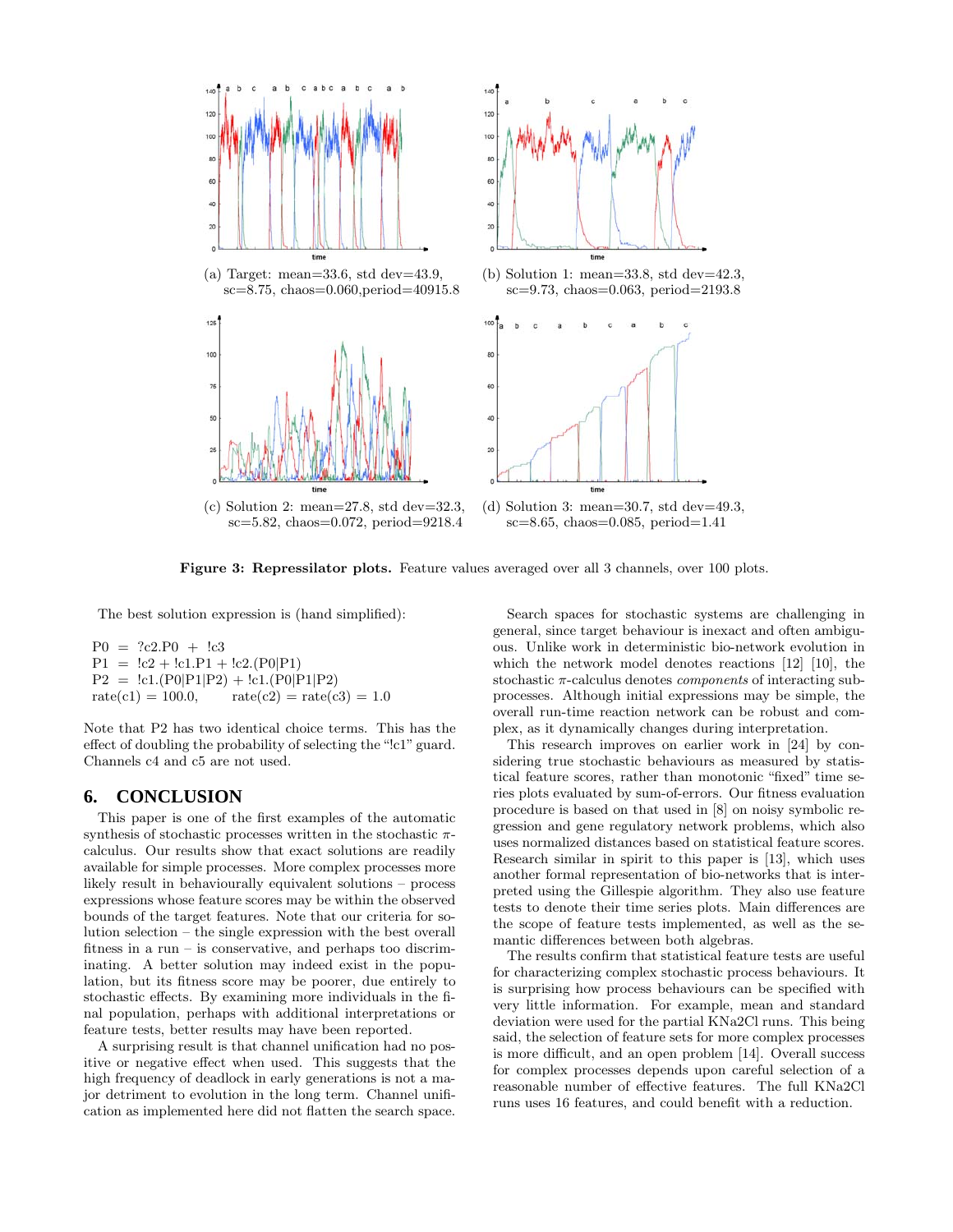(a) Target: mean=33.6, std dev=43.9, sc=8.75, chaos=0.060, period=40915.8

(b) Solution 1: mean=33.8, std dev=42.3, sc=9.73, chaos=0.063, period=2193.8

(c) Solution 2: mean=27.8, std dev=32.3, sc=5.82, chaos=0.072, period=9218.4

(d) Solution 3: mean=30.7, std dev=49.3, sc=8.65, chaos=0.085, period=1.41

**Figure 3: Repressilator plots.** Feature values averaged over all 3 channels, over 100 plots.

The best solution expression is (hand simplified):

$$
\begin{aligned}
P0 &= ?c2.P0 \; + \; !c3 \\
P1 &= !c2 + !c1.P1 + !c2.(P0|P1) \\
P2 &= !c1.(P0|P1|P2) + !c1.(P0|P1|P2)
\end{aligned}
$$

rate(c1) = 100.0, rate(c2) = rate(c3) = 1.0

Note that P2 has two identical choice terms. This has the effect of doubling the probability of selecting the "!c1" guard. Channels c4 and c5 are not used.

## 6. CONCLUSION

This paper is one of the first examples of the automatic synthesis of stochastic processes written in the stochastic $\pi$-calculus. Our results show that exact solutions are readily available for simple processes. More complex processes more likely result in behaviourally equivalent solutions – process expressions whose feature scores may be within the observed bounds of the target features. Note that our criteria for solution selection – the single expression with the best overall fitness in a run – is conservative, and perhaps too discriminating. A better solution may indeed exist in the population, but its fitness score may be poorer, due entirely to stochastic effects. By examining more individuals in the final population, perhaps with additional interpretations or feature tests, better results may have been reported.

A surprising result is that channel unification had no positive or negative effect when used. This suggests that the high frequency of deadlock in early generations is not a major detriment to evolution in the long term. Channel unification as implemented here did not flatten the search space.

Search spaces for stochastic systems are challenging in general, since target behaviour is inexact and often ambiguous. Unlike work in deterministic bio-network evolution in which the network model denotes reactions [12] [10], the stochastic $\pi$-calculus denotes *components* of interacting subprocesses. Although initial expressions may be simple, the overall run-time reaction network can be robust and complex, as it dynamically changes during interpretation.

This research improves on earlier work in [24] by considering true stochastic behaviours as measured by statistical feature scores, rather than monotonic "fixed" time series plots evaluated by sum-of-errors. Our fitness evaluation procedure is based on that used in [8] on noisy symbolic regression and gene regulatory network problems, which also uses normalized distances based on statistical feature scores. Research similar in spirit to this paper is [13], which uses another formal representation of bio-networks that is interpreted using the Gillespie algorithm. They also use feature tests to denote their time series plots. Main differences are the scope of feature tests implemented, as well as the semantic differences between both algebras.

The results confirm that statistical feature tests are useful for characterizing complex stochastic process behaviours. It is surprising how process behaviours can be specified with very little information. For example, mean and standard deviation were used for the partial KNa2Cl runs. This being said, the selection of feature sets for more complex processes is more difficult, and an open problem [14]. Overall success for complex processes depends upon careful selection of a reasonable number of effective features. The full KNa2Cl runs uses 16 features, and could benefit with a reduction.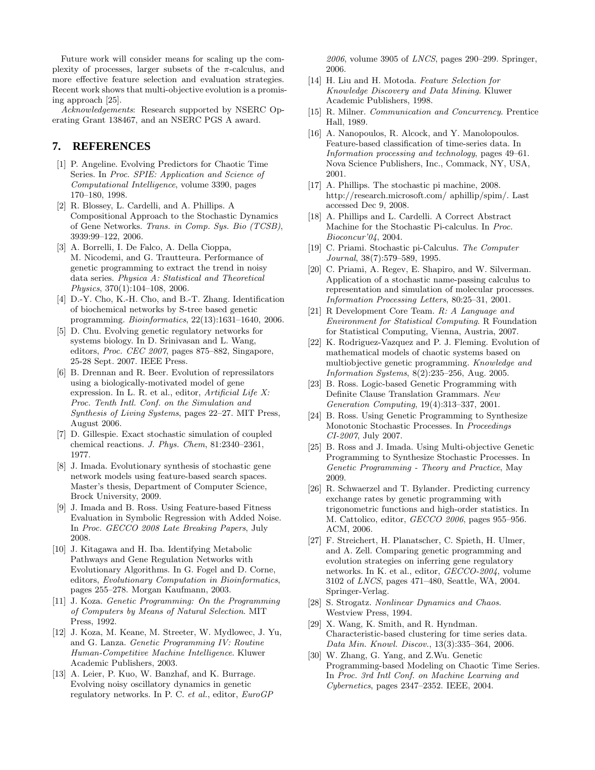Future work will consider means for scaling up the complexity of processes, larger subsets of the $\pi$-calculus, and more effective feature selection and evaluation strategies. Recent work shows that multi-objective evolution is a promising approach [25].

*Acknowledgements*: Research supported by NSERC Operating Grant 138467, and an NSERC PGS A award.

## 7. REFERENCES

[1] P. Angeline. Evolving Predictors for Chaotic Time Series. In *Proc. SPIE: Application and Science of Computational Intelligence*, volume 3390, pages 170–180, 1998.

[2] R. Blossey, L. Cardelli, and A. Phillips. A Compositional Approach to the Stochastic Dynamics of Gene Networks. *Trans. in Comp. Sys. Bio (TCSB)*, 3939:99–122, 2006.

[3] A. Borrelli, I. De Falco, A. Della Cioppa, M. Nicodemi, and G. Trautteura. Performance of genetic programming to extract the trend in noisy data series. *Physica A: Statistical and Theoretical Physics*, 370(1):104–108, 2006.

[4] D.-Y. Cho, K.-H. Cho, and B.-T. Zhang. Identification of biochemical networks by S-tree based genetic programming. *Bioinformatics*, 22(13):1631–1640, 2006.

[5] D. Chu. Evolving genetic regulatory networks for systems biology. In D. Srinivasan and L. Wang, editors, *Proc. CEC 2007*, pages 875–882, Singapore, 25-28 Sept. 2007. IEEE Press.

[6] B. Drennan and R. Beer. Evolution of repressilators using a biologically-motivated model of gene expression. In L. R. et al., editor, *Artificial Life X: Proc. Tenth Intl. Conf. on the Simulation and Synthesis of Living Systems*, pages 22–27. MIT Press, August 2006.

[7] D. Gillespie. Exact stochastic simulation of coupled chemical reactions. *J. Phys. Chem*, 81:2340–2361, 1977.

[8] J. Imada. Evolutionary synthesis of stochastic gene network models using feature-based search spaces. Master's thesis, Department of Computer Science, Brock University, 2009.

[9] J. Imada and B. Ross. Using Feature-based Fitness Evaluation in Symbolic Regression with Added Noise. In *Proc. GECCO 2008 Late Breaking Papers*, July 2008.

[10] J. Kitagawa and H. Iba. Identifying Metabolic Pathways and Gene Regulation Networks with Evolutionary Algorithms. In G. Fogel and D. Corne, editors, *Evolutionary Computation in Bioinformatics*, pages 255–278. Morgan Kaufmann, 2003.

[11] J. Koza. *Genetic Programming: On the Programming of Computers by Means of Natural Selection*. MIT Press, 1992.

[12] J. Koza, M. Keane, M. Streeter, W. Mydlowec, J. Yu, and G. Lanza. *Genetic Programming IV: Routine Human-Competitive Machine Intelligence*. Kluwer Academic Publishers, 2003.

[13] A. Leier, P. Kuo, W. Banzhaf, and K. Burrage. Evolving noisy oscillatory dynamics in genetic regulatory networks. In P. C. *et al.*, editor, *EuroGP 2006*, volume 3905 of *LNCS*, pages 290–299. Springer, 2006.

[14] H. Liu and H. Motoda. *Feature Selection for Knowledge Discovery and Data Mining*. Kluwer Academic Publishers, 1998.

[15] R. Milner. *Communication and Concurrency*. Prentice Hall, 1989.

[16] A. Nanopoulos, R. Alcock, and Y. Manolopoulos. Feature-based classification of time-series data. In *Information processing and technology*, pages 49–61. Nova Science Publishers, Inc., Commack, NY, USA, 2001.

[17] A. Phillips. The stochastic pi machine, 2008. http://research.microsoft.com/ aphillip/spim/. Last accessed Dec 9, 2008.

[18] A. Phillips and L. Cardelli. A Correct Abstract Machine for the Stochastic Pi-calculus. In *Proc. Bioconcur'04*, 2004.

[19] C. Priami. Stochastic pi-Calculus. *The Computer Journal*, 38(7):579–589, 1995.

[20] C. Priami, A. Regev, E. Shapiro, and W. Silverman. Application of a stochastic name-passing calculus to representation and simulation of molecular processes. *Information Processing Letters*, 80:25–31, 2001.

[21] R Development Core Team. *R: A Language and Environment for Statistical Computing*. R Foundation for Statistical Computing, Vienna, Austria, 2007.

[22] K. Rodriguez-Vazquez and P. J. Fleming. Evolution of mathematical models of chaotic systems based on multiobjective genetic programming. *Knowledge and Information Systems*, 8(2):235–256, Aug. 2005.

[23] B. Ross. Logic-based Genetic Programming with Definite Clause Translation Grammars. *New Generation Computing*, 19(4):313–337, 2001.

[24] B. Ross. Using Genetic Programming to Synthesize Monotonic Stochastic Processes. In *Proceedings CI-2007*, July 2007.

[25] B. Ross and J. Imada. Using Multi-objective Genetic Programming to Synthesize Stochastic Processes. In *Genetic Programming - Theory and Practice*, May 2009.

[26] R. Schwaerzel and T. Bylander. Predicting currency exchange rates by genetic programming with trigonometric functions and high-order statistics. In M. Cattolico, editor, *GECCO 2006*, pages 955–956. ACM, 2006.

[27] F. Streichert, H. Planatscher, C. Spieth, H. Ulmer, and A. Zell. Comparing genetic programming and evolution strategies on inferring gene regulatory networks. In K. et al., editor, *GECCO-2004*, volume 3102 of *LNCS*, pages 471–480, Seattle, WA, 2004. Springer-Verlag.

[28] S. Strogatz. *Nonlinear Dynamics and Chaos*. Westview Press, 1994.

[29] X. Wang, K. Smith, and R. Hyndman. Characteristic-based clustering for time series data. *Data Min. Knowl. Discov.*, 13(3):335–364, 2006.

[30] W. Zhang, G. Yang, and Z.Wu. Genetic Programming-based Modeling on Chaotic Time Series. In *Proc. 3rd Intl Conf. on Machine Learning and Cybernetics*, pages 2347–2352. IEEE, 2004.